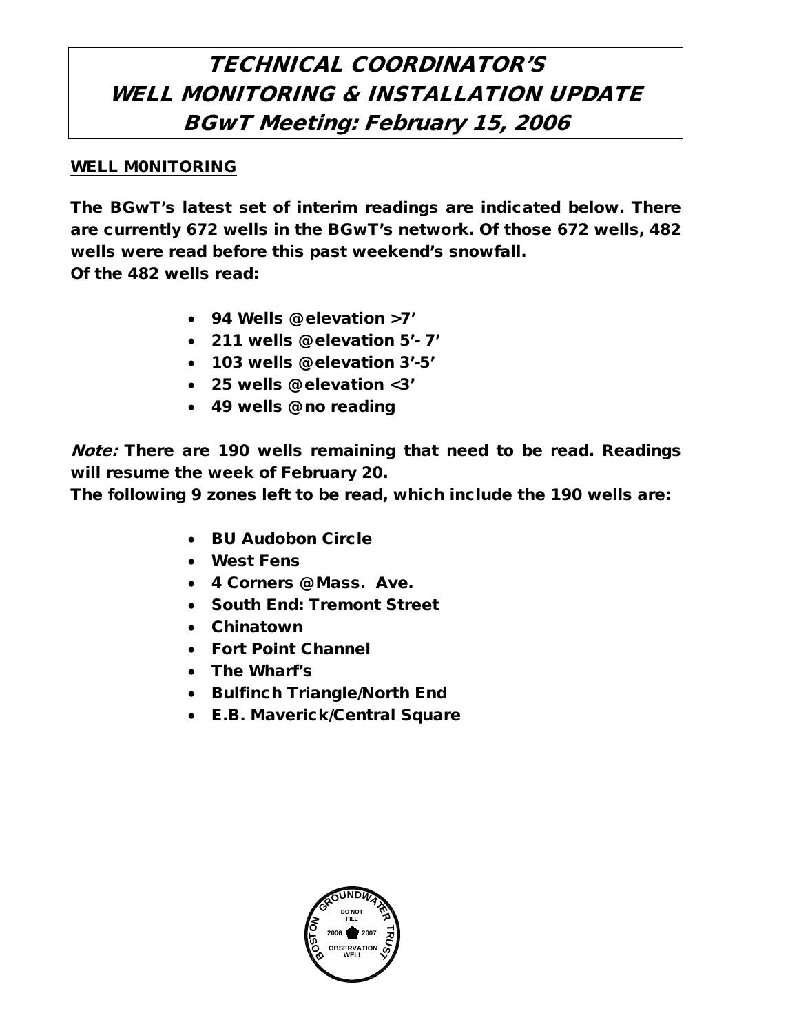# TECHNICAL COORDINATOR'S WELL MONITORING & INSTALLATION UPDATE BGwT Meeting: February 15, 2006

**WELL M0NITORING**

**The BGwT's latest set of interim readings are indicated below. There are currently 672 wells in the BGwT's network. Of those 672 wells, 482 wells were read before this past weekend's snowfall.**
**Of the 482 wells read:**

- **94 Wells @ elevation >7'**
- **211 wells @ elevation 5'- 7'**
- **103 wells @ elevation 3'-5'**
- **25 wells @ elevation <3'**
- **49 wells @ no reading**

***Note:*** **There are 190 wells remaining that need to be read. Readings will resume the week of February 20.**
**The following 9 zones left to be read, which include the 190 wells are:**

- **BU Audobon Circle**
- **West Fens**
- **4 Corners @ Mass. Ave.**
- **South End: Tremont Street**
- **Chinatown**
- **Fort Point Channel**
- **The Wharf's**
- **Bulfinch Triangle/North End**
- **E.B. Maverick/Central Square**

BOSTON GROUNDWATER TRUST
DO NOT FILL
2006 2007
OBSERVATION WELL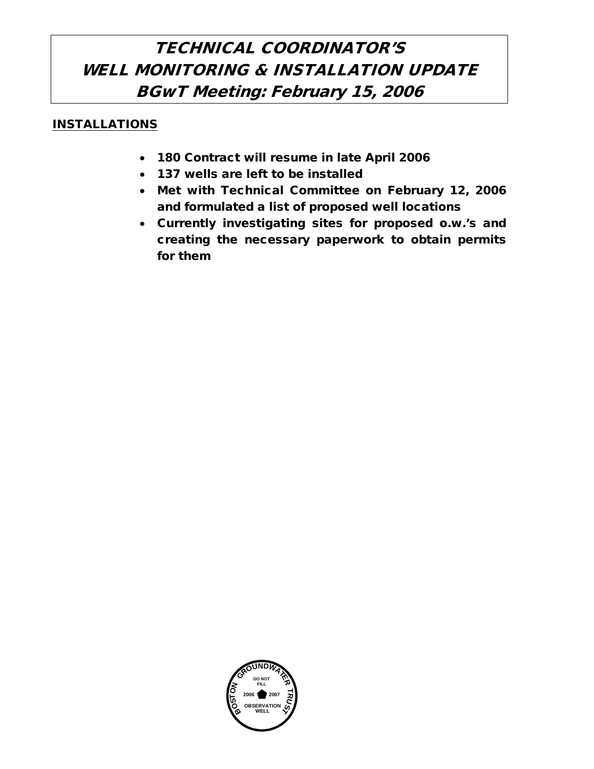# TECHNICAL COORDINATOR'S WELL MONITORING & INSTALLATION UPDATE BGwT Meeting: February 15, 2006

## INSTALLATIONS

- **180 Contract will resume in late April 2006**
- **137 wells are left to be installed**
- **Met with Technical Committee on February 12, 2006 and formulated a list of proposed well locations**
- **Currently investigating sites for proposed o.w.'s and creating the necessary paperwork to obtain permits for them**

BOSTON GROUNDWATER TRUST
DO NOT FILL
2006 2007
OBSERVATION WELL